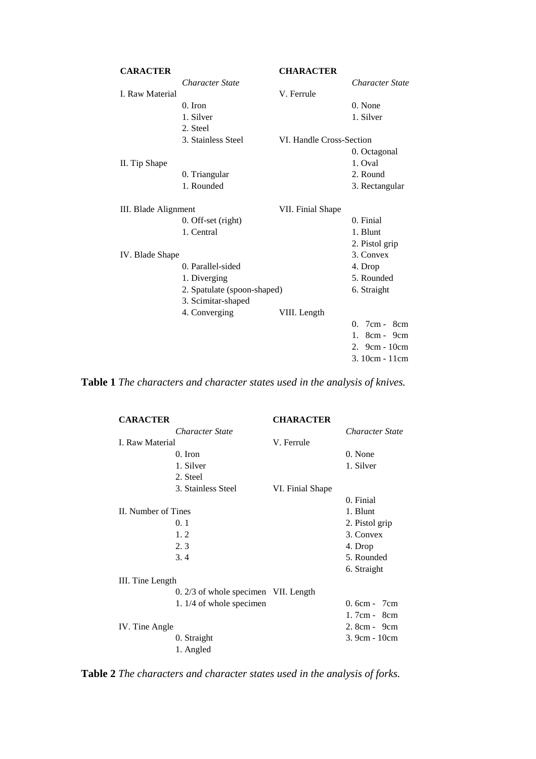| CARACTER | | CHARACTER | |
|---|---|---|---|
| | *Character State* | | *Character State* |
| I. Raw Material | | V. Ferrule | |
| | 0. Iron | | 0. None |
| | 1. Silver | | 1. Silver |
| | 2. Steel | | |
| | 3. Stainless Steel | VI. Handle Cross-Section | |
| | | | 0. Octagonal |
| II. Tip Shape | | | 1. Oval |
| | 0. Triangular | | 2. Round |
| | 1. Rounded | | 3. Rectangular |
| III. Blade Alignment | | VII. Finial Shape | |
| | 0. Off-set (right) | | 0. Finial |
| | 1. Central | | 1. Blunt |
| | | | 2. Pistol grip |
| IV. Blade Shape | | | 3. Convex |
| | 0. Parallel-sided | | 4. Drop |
| | 1. Diverging | | 5. Rounded |
| | 2. Spatulate (spoon-shaped) | | 6. Straight |
| | 3. Scimitar-shaped | | |
| | 4. Converging | VIII. Length | |
| | | | 0. 7cm - 8cm |
| | | | 1. 8cm - 9cm |
| | | | 2. 9cm - 10cm |
| | | | 3. 10cm - 11cm |

**Table 1** *The characters and character states used in the analysis of knives.*

| CARACTER | | CHARACTER | |
|---|---|---|---|
| | *Character State* | | *Character State* |
| I. Raw Material | | V. Ferrule | |
| | 0. Iron | | 0. None |
| | 1. Silver | | 1. Silver |
| | 2. Steel | | |
| | 3. Stainless Steel | VI. Finial Shape | |
| | | | 0. Finial |
| II. Number of Tines | | | 1. Blunt |
| | 0. 1 | | 2. Pistol grip |
| | 1. 2 | | 3. Convex |
| | 2. 3 | | 4. Drop |
| | 3. 4 | | 5. Rounded |
| | | | 6. Straight |
| III. Tine Length | | | |
| | 0. 2/3 of whole specimen | VII. Length | |
| | 1. 1/4 of whole specimen | | 0. 6cm - 7cm |
| | | | 1. 7cm - 8cm |
| IV. Tine Angle | | | 2. 8cm - 9cm |
| | 0. Straight | | 3. 9cm - 10cm |
| | 1. Angled | | |

**Table 2** *The characters and character states used in the analysis of forks.*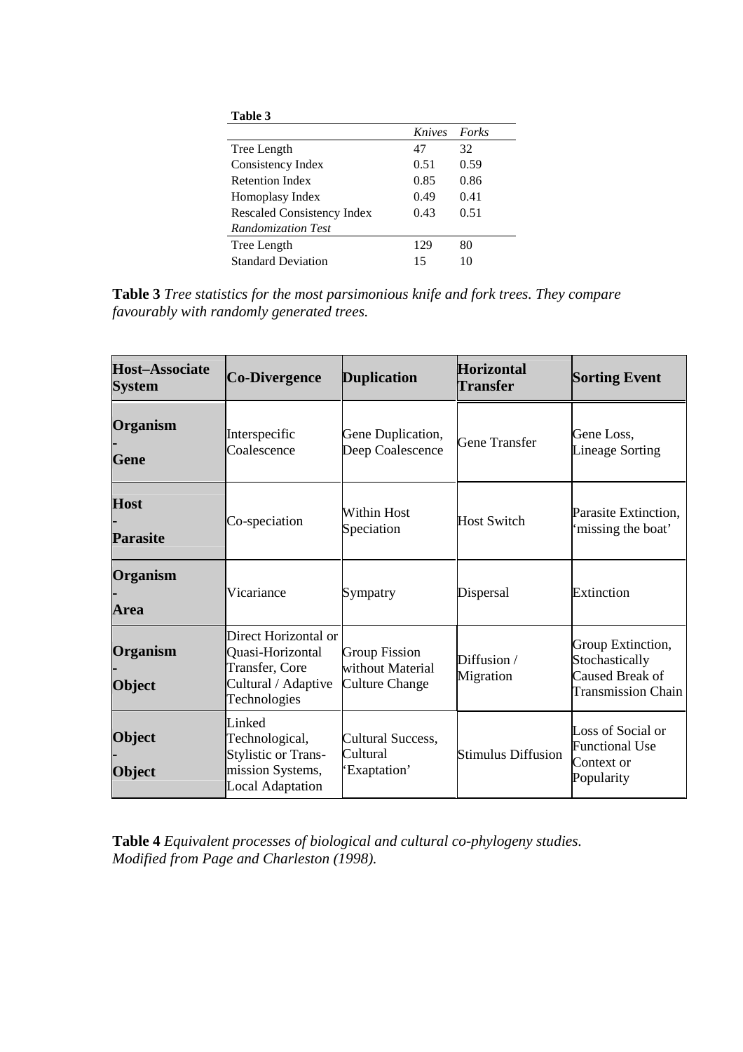**Table 3**

| | *Knives* | *Forks* |
|---|---|---|
| Tree Length | 47 | 32 |
| Consistency Index | 0.51 | 0.59 |
| Retention Index | 0.85 | 0.86 |
| Homoplasy Index | 0.49 | 0.41 |
| Rescaled Consistency Index | 0.43 | 0.51 |
| *Randomization Test* | | |
| Tree Length | 129 | 80 |
| Standard Deviation | 15 | 10 |

**Table 3** *Tree statistics for the most parsimonious knife and fork trees. They compare favourably with randomly generated trees.*

| Host–Associate System | Co-Divergence | Duplication | Horizontal Transfer | Sorting Event |
|---|---|---|---|---|
| **Organism - Gene** | Interspecific Coalescence | Gene Duplication, Deep Coalescence | Gene Transfer | Gene Loss, Lineage Sorting |
| **Host - Parasite** | Co-speciation | Within Host Speciation | Host Switch | Parasite Extinction, 'missing the boat' |
| **Organism - Area** | Vicariance | Sympatry | Dispersal | Extinction |
| **Organism - Object** | Direct Horizontal or Quasi-Horizontal Transfer, Core Cultural / Adaptive Technologies | Group Fission without Material Culture Change | Diffusion / Migration | Group Extinction, Stochastically Caused Break of Transmission Chain |
| **Object - Object** | Linked Technological, Stylistic or Trans-mission Systems, Local Adaptation | Cultural Success, Cultural 'Exaptation' | Stimulus Diffusion | Loss of Social or Functional Use Context or Popularity |

**Table 4** *Equivalent processes of biological and cultural co-phylogeny studies. Modified from Page and Charleston (1998).*